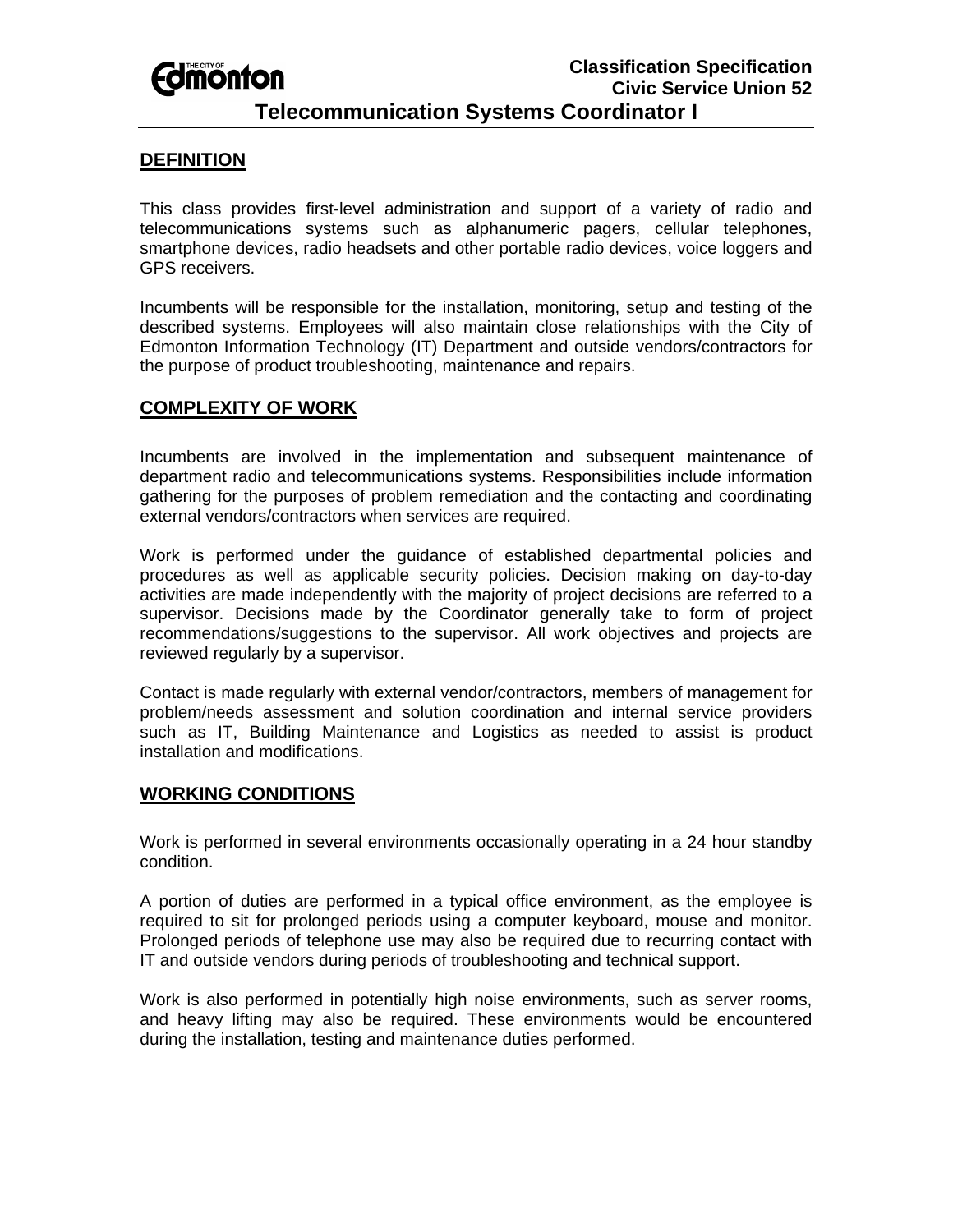**Classification Specification**
**Civic Service Union 52**

# Telecommunication Systems Coordinator I

## DEFINITION

This class provides first-level administration and support of a variety of radio and telecommunications systems such as alphanumeric pagers, cellular telephones, smartphone devices, radio headsets and other portable radio devices, voice loggers and GPS receivers.

Incumbents will be responsible for the installation, monitoring, setup and testing of the described systems. Employees will also maintain close relationships with the City of Edmonton Information Technology (IT) Department and outside vendors/contractors for the purpose of product troubleshooting, maintenance and repairs.

## COMPLEXITY OF WORK

Incumbents are involved in the implementation and subsequent maintenance of department radio and telecommunications systems. Responsibilities include information gathering for the purposes of problem remediation and the contacting and coordinating external vendors/contractors when services are required.

Work is performed under the guidance of established departmental policies and procedures as well as applicable security policies. Decision making on day-to-day activities are made independently with the majority of project decisions are referred to a supervisor. Decisions made by the Coordinator generally take to form of project recommendations/suggestions to the supervisor. All work objectives and projects are reviewed regularly by a supervisor.

Contact is made regularly with external vendor/contractors, members of management for problem/needs assessment and solution coordination and internal service providers such as IT, Building Maintenance and Logistics as needed to assist is product installation and modifications.

## WORKING CONDITIONS

Work is performed in several environments occasionally operating in a 24 hour standby condition.

A portion of duties are performed in a typical office environment, as the employee is required to sit for prolonged periods using a computer keyboard, mouse and monitor. Prolonged periods of telephone use may also be required due to recurring contact with IT and outside vendors during periods of troubleshooting and technical support.

Work is also performed in potentially high noise environments, such as server rooms, and heavy lifting may also be required. These environments would be encountered during the installation, testing and maintenance duties performed.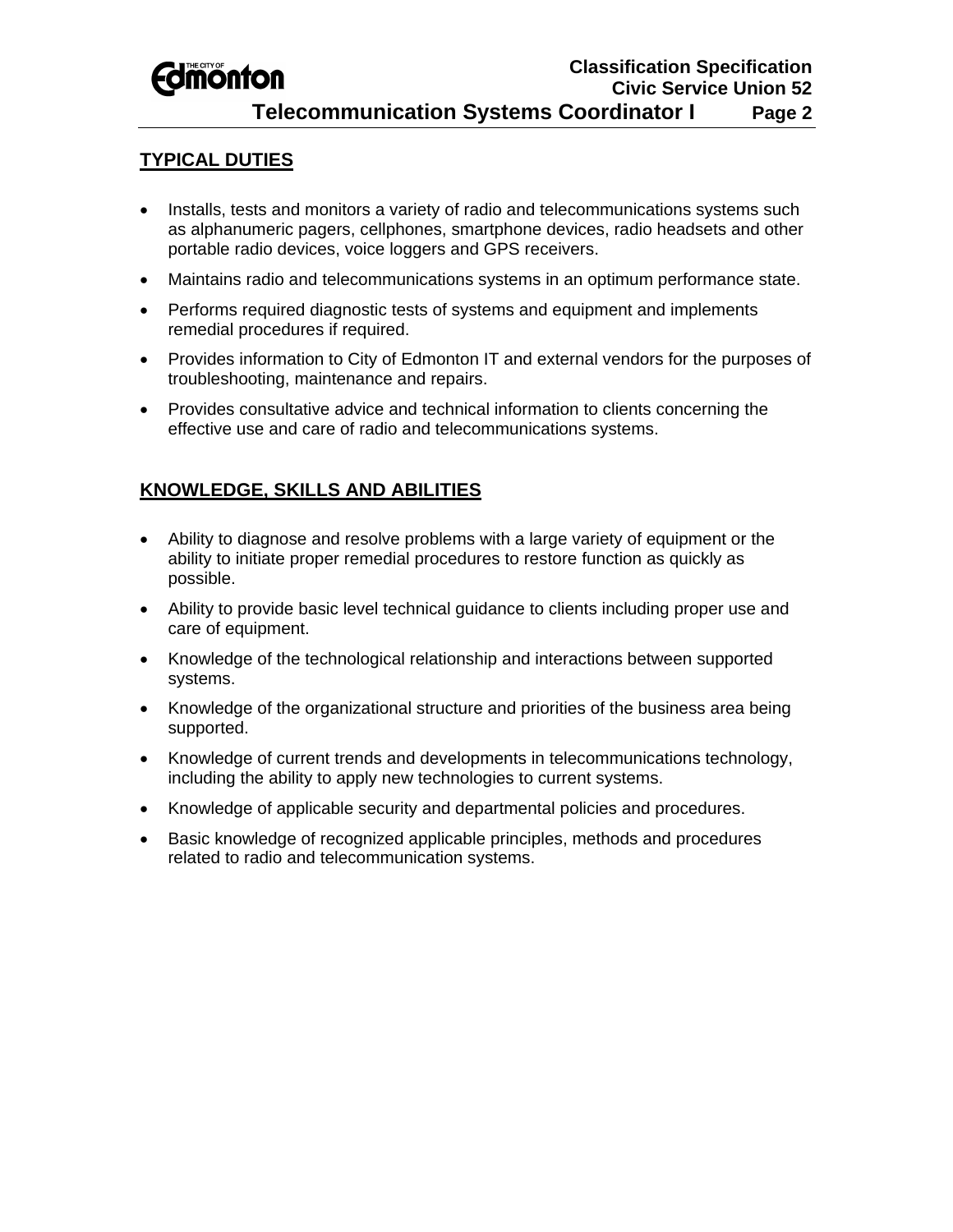## TYPICAL DUTIES

- Installs, tests and monitors a variety of radio and telecommunications systems such as alphanumeric pagers, cellphones, smartphone devices, radio headsets and other portable radio devices, voice loggers and GPS receivers.
- Maintains radio and telecommunications systems in an optimum performance state.
- Performs required diagnostic tests of systems and equipment and implements remedial procedures if required.
- Provides information to City of Edmonton IT and external vendors for the purposes of troubleshooting, maintenance and repairs.
- Provides consultative advice and technical information to clients concerning the effective use and care of radio and telecommunications systems.

## KNOWLEDGE, SKILLS AND ABILITIES

- Ability to diagnose and resolve problems with a large variety of equipment or the ability to initiate proper remedial procedures to restore function as quickly as possible.
- Ability to provide basic level technical guidance to clients including proper use and care of equipment.
- Knowledge of the technological relationship and interactions between supported systems.
- Knowledge of the organizational structure and priorities of the business area being supported.
- Knowledge of current trends and developments in telecommunications technology, including the ability to apply new technologies to current systems.
- Knowledge of applicable security and departmental policies and procedures.
- Basic knowledge of recognized applicable principles, methods and procedures related to radio and telecommunication systems.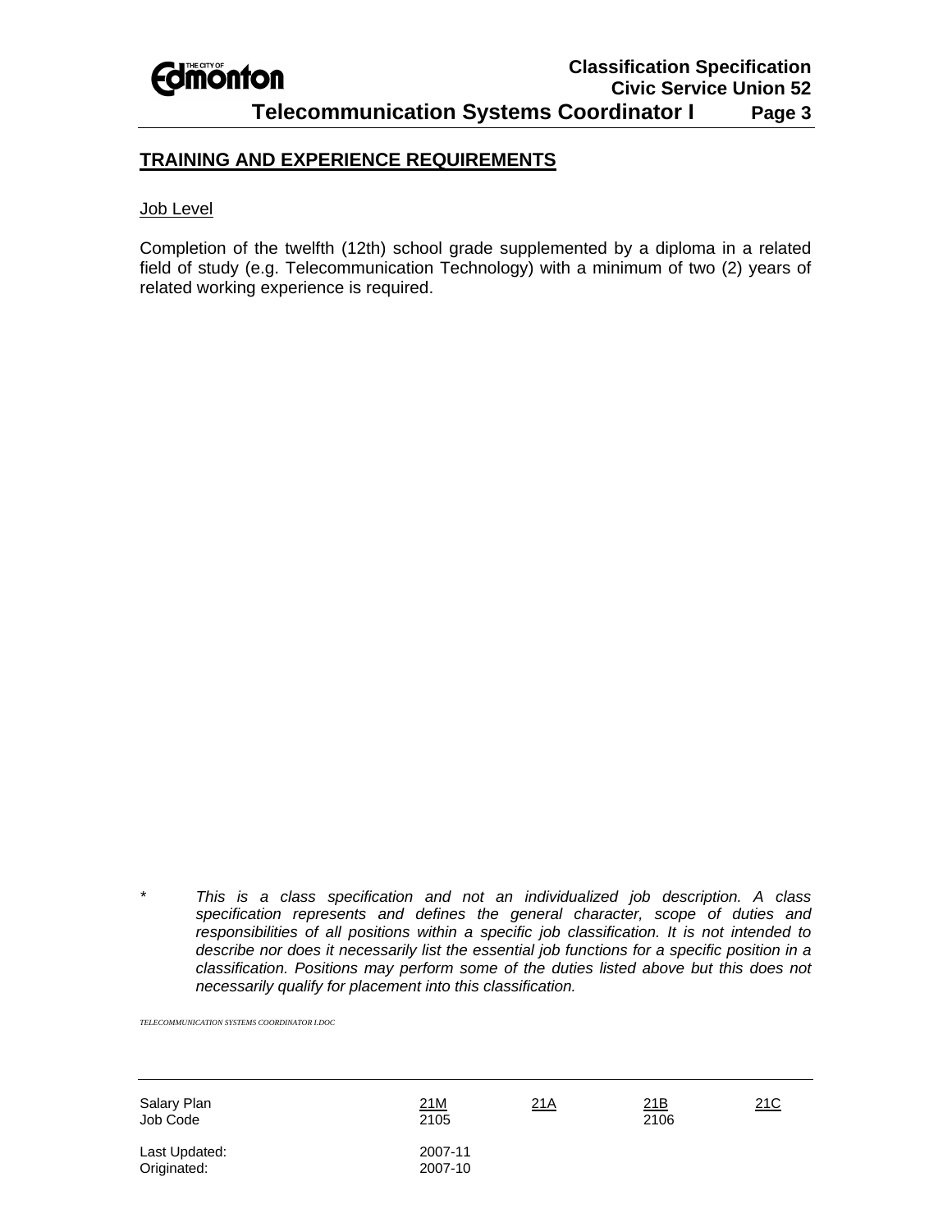## TRAINING AND EXPERIENCE REQUIREMENTS

Job Level

Completion of the twelfth (12th) school grade supplemented by a diploma in a related field of study (e.g. Telecommunication Technology) with a minimum of two (2) years of related working experience is required.

\* *This is a class specification and not an individualized job description. A class specification represents and defines the general character, scope of duties and responsibilities of all positions within a specific job classification. It is not intended to describe nor does it necessarily list the essential job functions for a specific position in a classification. Positions may perform some of the duties listed above but this does not necessarily qualify for placement into this classification.*

*TELECOMMUNICATION SYSTEMS COORDINATOR I.DOC*

| | | | | |
|---|---|---|---|---|
| Salary Plan | 21M | 21A | 21B | 21C |
| Job Code | 2105 | | 2106 | |
| Last Updated: | 2007-11 | | | |
| Originated: | 2007-10 | | | |